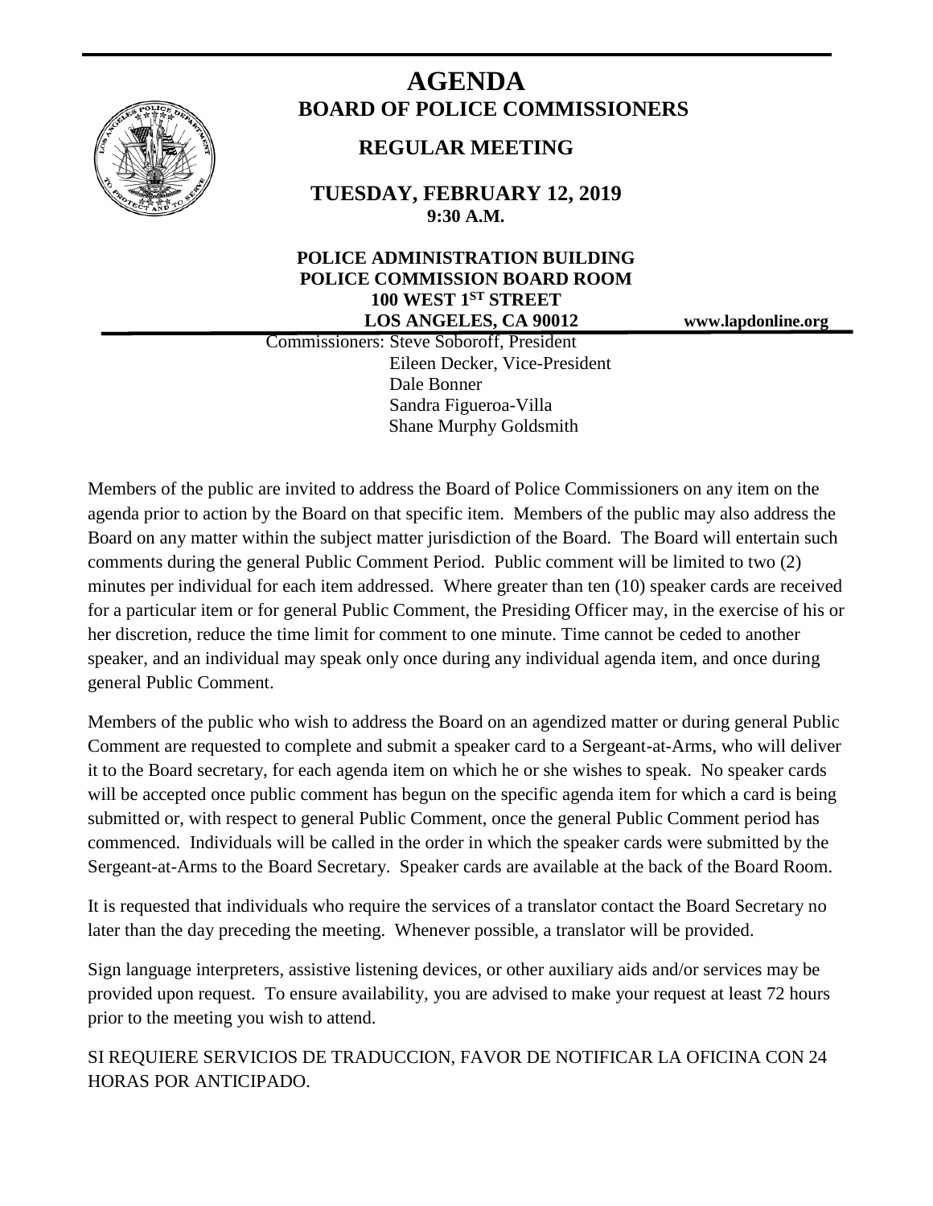# AGENDA

## BOARD OF POLICE COMMISSIONERS

### REGULAR MEETING

**TUESDAY, FEBRUARY 12, 2019**
**9:30 A.M.**

**POLICE ADMINISTRATION BUILDING**
**POLICE COMMISSION BOARD ROOM**
**100 WEST 1ST STREET**
**LOS ANGELES, CA 90012**

**www.lapdonline.org**

Commissioners: Steve Soboroff, President
Eileen Decker, Vice-President
Dale Bonner
Sandra Figueroa-Villa
Shane Murphy Goldsmith

Members of the public are invited to address the Board of Police Commissioners on any item on the agenda prior to action by the Board on that specific item. Members of the public may also address the Board on any matter within the subject matter jurisdiction of the Board. The Board will entertain such comments during the general Public Comment Period. Public comment will be limited to two (2) minutes per individual for each item addressed. Where greater than ten (10) speaker cards are received for a particular item or for general Public Comment, the Presiding Officer may, in the exercise of his or her discretion, reduce the time limit for comment to one minute. Time cannot be ceded to another speaker, and an individual may speak only once during any individual agenda item, and once during general Public Comment.

Members of the public who wish to address the Board on an agendized matter or during general Public Comment are requested to complete and submit a speaker card to a Sergeant-at-Arms, who will deliver it to the Board secretary, for each agenda item on which he or she wishes to speak. No speaker cards will be accepted once public comment has begun on the specific agenda item for which a card is being submitted or, with respect to general Public Comment, once the general Public Comment period has commenced. Individuals will be called in the order in which the speaker cards were submitted by the Sergeant-at-Arms to the Board Secretary. Speaker cards are available at the back of the Board Room.

It is requested that individuals who require the services of a translator contact the Board Secretary no later than the day preceding the meeting. Whenever possible, a translator will be provided.

Sign language interpreters, assistive listening devices, or other auxiliary aids and/or services may be provided upon request. To ensure availability, you are advised to make your request at least 72 hours prior to the meeting you wish to attend.

SI REQUIERE SERVICIOS DE TRADUCCION, FAVOR DE NOTIFICAR LA OFICINA CON 24 HORAS POR ANTICIPADO.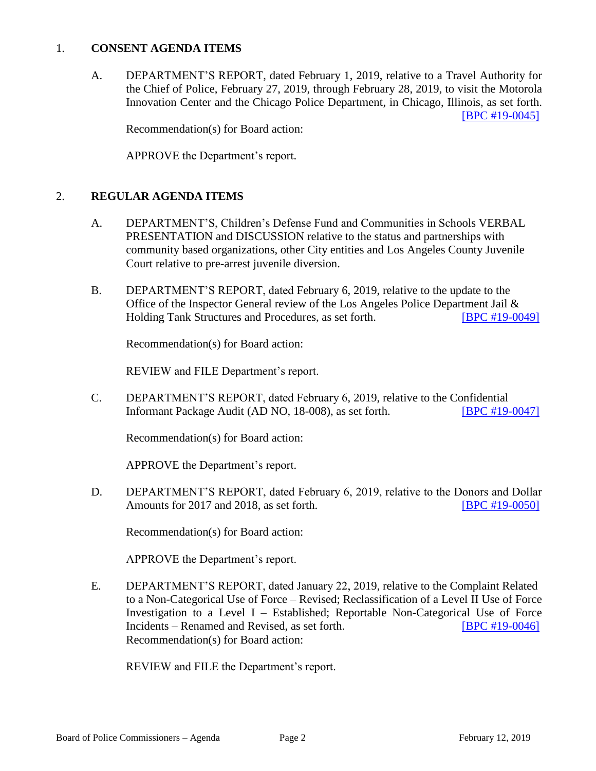1. **CONSENT AGENDA ITEMS**

   A. DEPARTMENT'S REPORT, dated February 1, 2019, relative to a Travel Authority for the Chief of Police, February 27, 2019, through February 28, 2019, to visit the Motorola Innovation Center and the Chicago Police Department, in Chicago, Illinois, as set forth. [BPC #19-0045]

   Recommendation(s) for Board action:

   APPROVE the Department's report.

2. **REGULAR AGENDA ITEMS**

   A. DEPARTMENT'S, Children's Defense Fund and Communities in Schools VERBAL PRESENTATION and DISCUSSION relative to the status and partnerships with community based organizations, other City entities and Los Angeles County Juvenile Court relative to pre-arrest juvenile diversion.

   B. DEPARTMENT'S REPORT, dated February 6, 2019, relative to the update to the Office of the Inspector General review of the Los Angeles Police Department Jail & Holding Tank Structures and Procedures, as set forth. [BPC #19-0049]

   Recommendation(s) for Board action:

   REVIEW and FILE Department's report.

   C. DEPARTMENT'S REPORT, dated February 6, 2019, relative to the Confidential Informant Package Audit (AD NO, 18-008), as set forth. [BPC #19-0047]

   Recommendation(s) for Board action:

   APPROVE the Department's report.

   D. DEPARTMENT'S REPORT, dated February 6, 2019, relative to the Donors and Dollar Amounts for 2017 and 2018, as set forth. [BPC #19-0050]

   Recommendation(s) for Board action:

   APPROVE the Department's report.

   E. DEPARTMENT'S REPORT, dated January 22, 2019, relative to the Complaint Related to a Non-Categorical Use of Force – Revised; Reclassification of a Level II Use of Force Investigation to a Level I – Established; Reportable Non-Categorical Use of Force Incidents – Renamed and Revised, as set forth. [BPC #19-0046]
   Recommendation(s) for Board action:

   REVIEW and FILE the Department's report.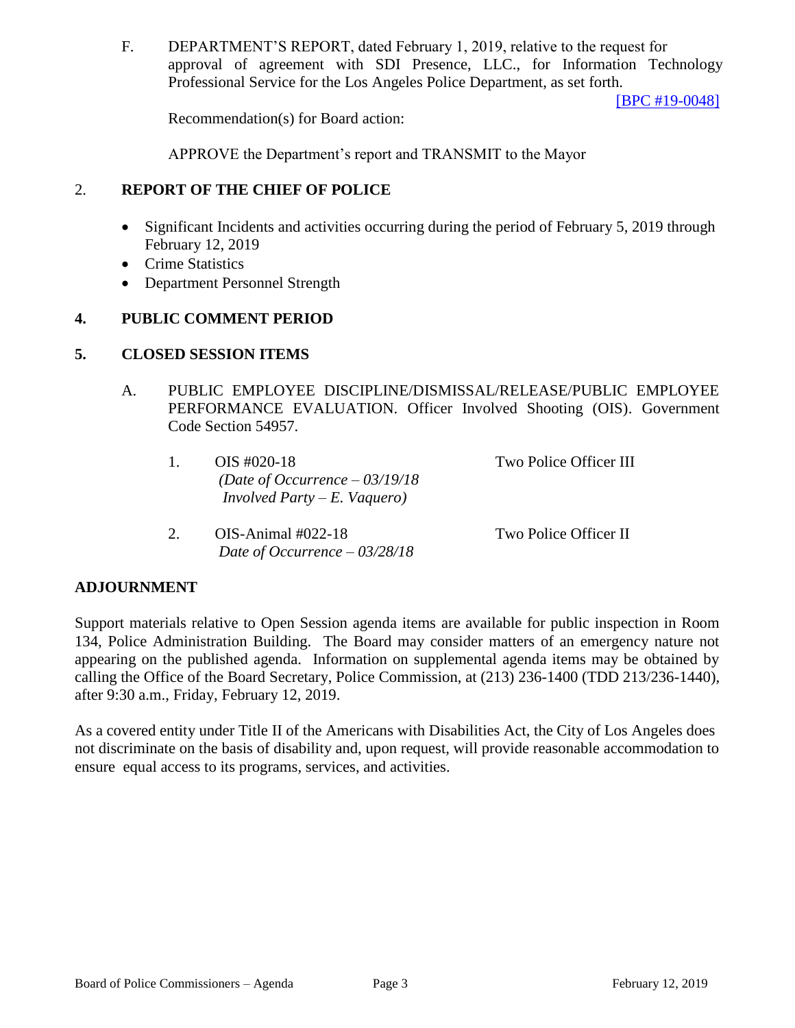F. DEPARTMENT'S REPORT, dated February 1, 2019, relative to the request for approval of agreement with SDI Presence, LLC., for Information Technology Professional Service for the Los Angeles Police Department, as set forth.

[BPC #19-0048]

Recommendation(s) for Board action:

APPROVE the Department's report and TRANSMIT to the Mayor

## 2. REPORT OF THE CHIEF OF POLICE

- Significant Incidents and activities occurring during the period of February 5, 2019 through February 12, 2019
- Crime Statistics
- Department Personnel Strength

## 4. PUBLIC COMMENT PERIOD

## 5. CLOSED SESSION ITEMS

A. PUBLIC EMPLOYEE DISCIPLINE/DISMISSAL/RELEASE/PUBLIC EMPLOYEE PERFORMANCE EVALUATION. Officer Involved Shooting (OIS). Government Code Section 54957.

1. OIS #020-18 — Two Police Officer III
   *(Date of Occurrence – 03/19/18*
   *Involved Party – E. Vaquero)*

2. OIS-Animal #022-18 — Two Police Officer II
   *Date of Occurrence – 03/28/18*

## ADJOURNMENT

Support materials relative to Open Session agenda items are available for public inspection in Room 134, Police Administration Building. The Board may consider matters of an emergency nature not appearing on the published agenda. Information on supplemental agenda items may be obtained by calling the Office of the Board Secretary, Police Commission, at (213) 236-1400 (TDD 213/236-1440), after 9:30 a.m., Friday, February 12, 2019.

As a covered entity under Title II of the Americans with Disabilities Act, the City of Los Angeles does not discriminate on the basis of disability and, upon request, will provide reasonable accommodation to ensure equal access to its programs, services, and activities.